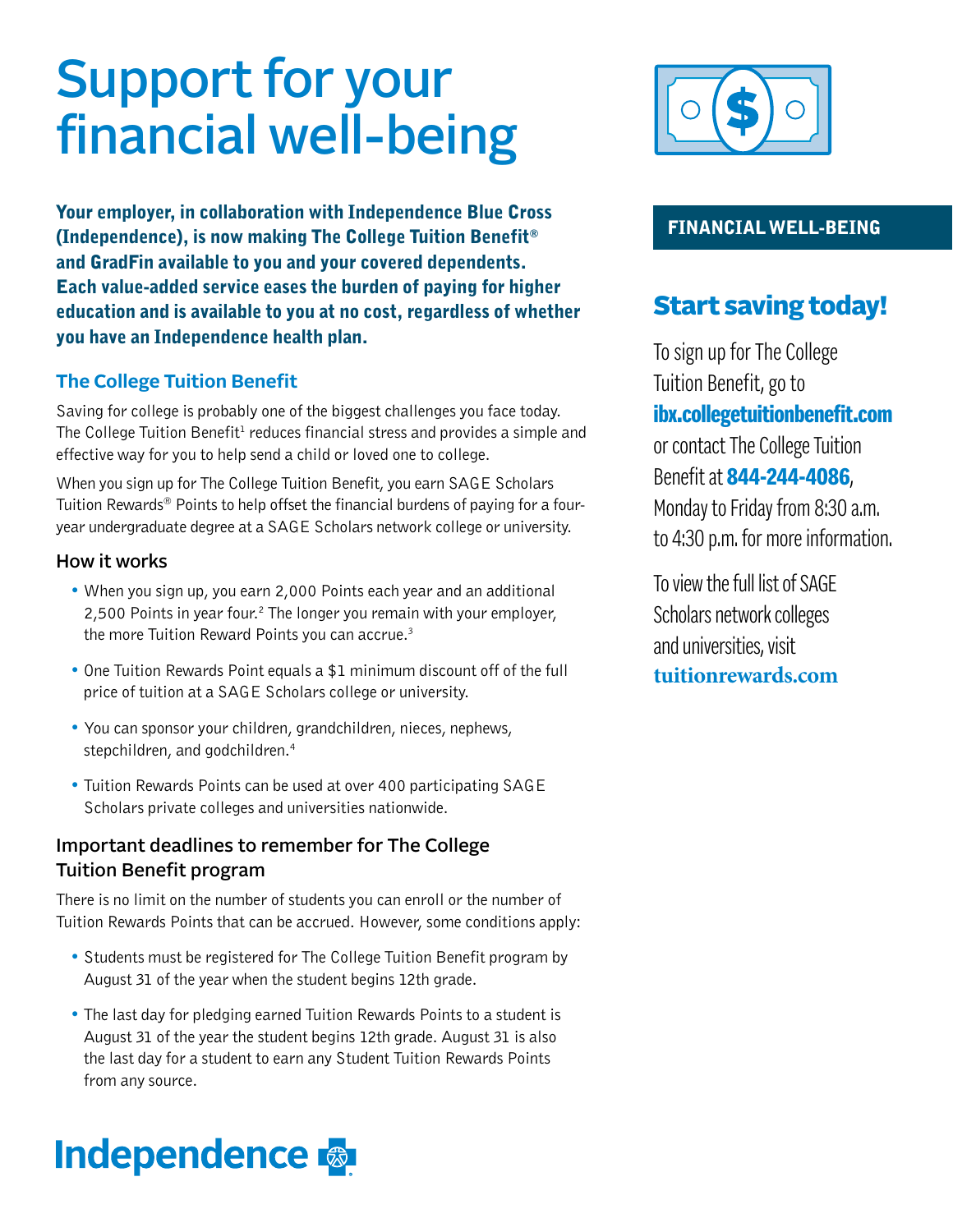# Support for your financial well-being

**Your employer, in collaboration with Independence Blue Cross (Independence), is now making The College Tuition Benefit® and GradFin available to you and your covered dependents. Each value-added service eases the burden of paying for higher education and is available to you at no cost, regardless of whether you have an Independence health plan.**

## The College Tuition Benefit

Saving for college is probably one of the biggest challenges you face today. The College Tuition Benefit[1] reduces financial stress and provides a simple and effective way for you to help send a child or loved one to college.

When you sign up for The College Tuition Benefit, you earn SAGE Scholars Tuition Rewards® Points to help offset the financial burdens of paying for a four-year undergraduate degree at a SAGE Scholars network college or university.

### How it works

- When you sign up, you earn 2,000 Points each year and an additional 2,500 Points in year four.[2] The longer you remain with your employer, the more Tuition Reward Points you can accrue.[3]
- One Tuition Rewards Point equals a $1 minimum discount off of the full price of tuition at a SAGE Scholars college or university.
- You can sponsor your children, grandchildren, nieces, nephews, stepchildren, and godchildren.[4]
- Tuition Rewards Points can be used at over 400 participating SAGE Scholars private colleges and universities nationwide.

### Important deadlines to remember for The College Tuition Benefit program

There is no limit on the number of students you can enroll or the number of Tuition Rewards Points that can be accrued. However, some conditions apply:

- Students must be registered for The College Tuition Benefit program by August 31 of the year when the student begins 12th grade.
- The last day for pledging earned Tuition Rewards Points to a student is August 31 of the year the student begins 12th grade. August 31 is also the last day for a student to earn any Student Tuition Rewards Points from any source.

**FINANCIAL WELL-BEING**

## Start saving today!

To sign up for The College Tuition Benefit, go to **ibx.collegetuitionbenefit.com** or contact The College Tuition Benefit at **844-244-4086**, Monday to Friday from 8:30 a.m. to 4:30 p.m. for more information.

To view the full list of SAGE Scholars network colleges and universities, visit **tuitionrewards.com**

Independence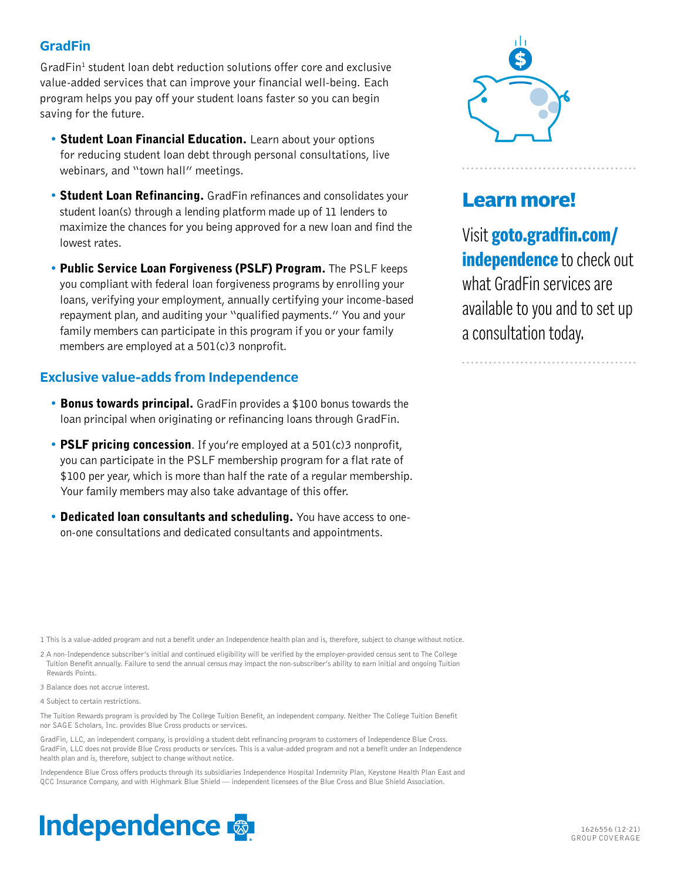## GradFin

GradFin[1] student loan debt reduction solutions offer core and exclusive value-added services that can improve your financial well-being. Each program helps you pay off your student loans faster so you can begin saving for the future.

- **Student Loan Financial Education.** Learn about your options for reducing student loan debt through personal consultations, live webinars, and "town hall" meetings.
- **Student Loan Refinancing.** GradFin refinances and consolidates your student loan(s) through a lending platform made up of 11 lenders to maximize the chances for you being approved for a new loan and find the lowest rates.
- **Public Service Loan Forgiveness (PSLF) Program.** The PSLF keeps you compliant with federal loan forgiveness programs by enrolling your loans, verifying your employment, annually certifying your income-based repayment plan, and auditing your "qualified payments." You and your family members can participate in this program if you or your family members are employed at a 501(c)3 nonprofit.

### Exclusive value-adds from Independence

- **Bonus towards principal.** GradFin provides a $100 bonus towards the loan principal when originating or refinancing loans through GradFin.
- **PSLF pricing concession**. If you're employed at a 501(c)3 nonprofit, you can participate in the PSLF membership program for a flat rate of $100 per year, which is more than half the rate of a regular membership. Your family members may also take advantage of this offer.
- **Dedicated loan consultants and scheduling.** You have access to one-on-one consultations and dedicated consultants and appointments.

## Learn more!

Visit **goto.gradfin.com/independence** to check out what GradFin services are available to you and to set up a consultation today.

1 This is a value-added program and not a benefit under an Independence health plan and is, therefore, subject to change without notice.

2 A non-Independence subscriber's initial and continued eligibility will be verified by the employer-provided census sent to The College Tuition Benefit annually. Failure to send the annual census may impact the non-subscriber's ability to earn initial and ongoing Tuition Rewards Points.

3 Balance does not accrue interest.

4 Subject to certain restrictions.

The Tuition Rewards program is provided by The College Tuition Benefit, an independent company. Neither The College Tuition Benefit nor SAGE Scholars, Inc. provides Blue Cross products or services.

GradFin, LLC, an independent company, is providing a student debt refinancing program to customers of Independence Blue Cross. GradFin, LLC does not provide Blue Cross products or services. This is a value-added program and not a benefit under an Independence health plan and is, therefore, subject to change without notice.

Independence Blue Cross offers products through its subsidiaries Independence Hospital Indemnity Plan, Keystone Health Plan East and QCC Insurance Company, and with Highmark Blue Shield — independent licensees of the Blue Cross and Blue Shield Association.

Independence

1626556 (12-21)
GROUP COVERAGE